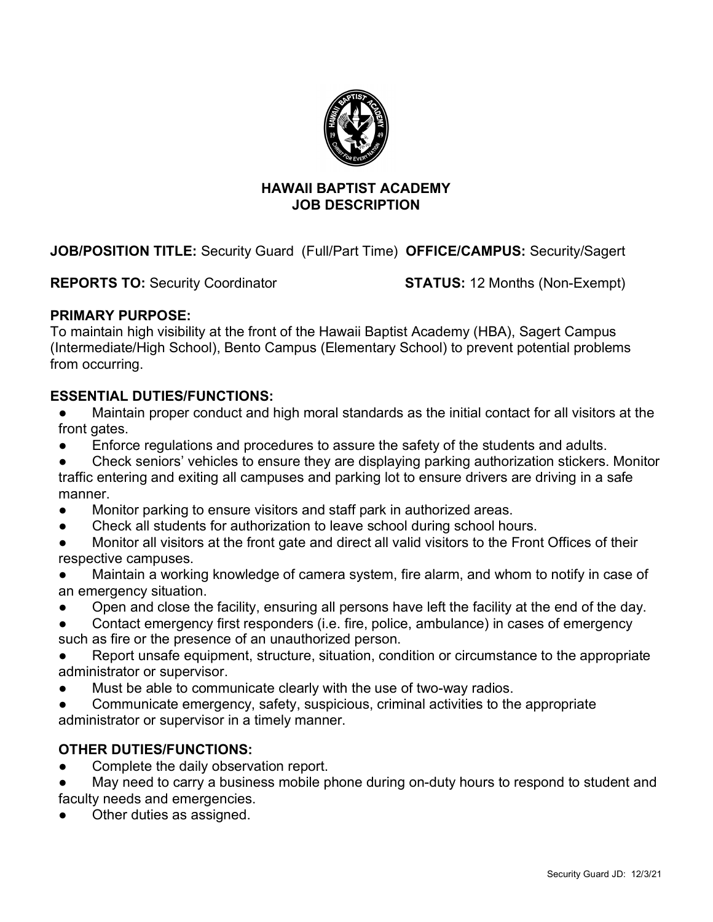# HAWAII BAPTIST ACADEMY
## JOB DESCRIPTION

**JOB/POSITION TITLE:** Security Guard (Full/Part Time) **OFFICE/CAMPUS:** Security/Sagert

**REPORTS TO:** Security Coordinator **STATUS:** 12 Months (Non-Exempt)

**PRIMARY PURPOSE:**
To maintain high visibility at the front of the Hawaii Baptist Academy (HBA), Sagert Campus (Intermediate/High School), Bento Campus (Elementary School) to prevent potential problems from occurring.

**ESSENTIAL DUTIES/FUNCTIONS:**

- Maintain proper conduct and high moral standards as the initial contact for all visitors at the front gates.
- Enforce regulations and procedures to assure the safety of the students and adults.
- Check seniors' vehicles to ensure they are displaying parking authorization stickers. Monitor traffic entering and exiting all campuses and parking lot to ensure drivers are driving in a safe manner.
- Monitor parking to ensure visitors and staff park in authorized areas.
- Check all students for authorization to leave school during school hours.
- Monitor all visitors at the front gate and direct all valid visitors to the Front Offices of their respective campuses.
- Maintain a working knowledge of camera system, fire alarm, and whom to notify in case of an emergency situation.
- Open and close the facility, ensuring all persons have left the facility at the end of the day.
- Contact emergency first responders (i.e. fire, police, ambulance) in cases of emergency such as fire or the presence of an unauthorized person.
- Report unsafe equipment, structure, situation, condition or circumstance to the appropriate administrator or supervisor.
- Must be able to communicate clearly with the use of two-way radios.
- Communicate emergency, safety, suspicious, criminal activities to the appropriate administrator or supervisor in a timely manner.

**OTHER DUTIES/FUNCTIONS:**

- Complete the daily observation report.
- May need to carry a business mobile phone during on-duty hours to respond to student and faculty needs and emergencies.
- Other duties as assigned.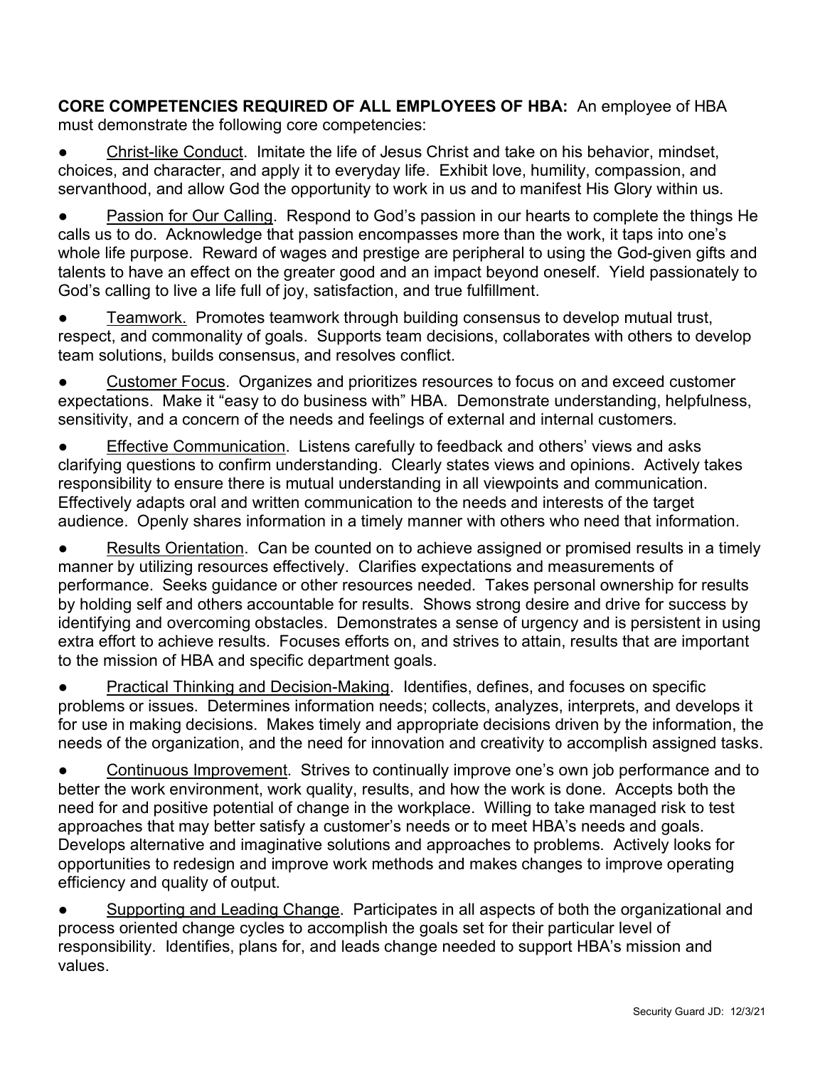**CORE COMPETENCIES REQUIRED OF ALL EMPLOYEES OF HBA:** An employee of HBA must demonstrate the following core competencies:

- Christ-like Conduct. Imitate the life of Jesus Christ and take on his behavior, mindset, choices, and character, and apply it to everyday life. Exhibit love, humility, compassion, and servanthood, and allow God the opportunity to work in us and to manifest His Glory within us.

- Passion for Our Calling. Respond to God's passion in our hearts to complete the things He calls us to do. Acknowledge that passion encompasses more than the work, it taps into one's whole life purpose. Reward of wages and prestige are peripheral to using the God-given gifts and talents to have an effect on the greater good and an impact beyond oneself. Yield passionately to God's calling to live a life full of joy, satisfaction, and true fulfillment.

- Teamwork. Promotes teamwork through building consensus to develop mutual trust, respect, and commonality of goals. Supports team decisions, collaborates with others to develop team solutions, builds consensus, and resolves conflict.

- Customer Focus. Organizes and prioritizes resources to focus on and exceed customer expectations. Make it "easy to do business with" HBA. Demonstrate understanding, helpfulness, sensitivity, and a concern of the needs and feelings of external and internal customers.

- Effective Communication. Listens carefully to feedback and others' views and asks clarifying questions to confirm understanding. Clearly states views and opinions. Actively takes responsibility to ensure there is mutual understanding in all viewpoints and communication. Effectively adapts oral and written communication to the needs and interests of the target audience. Openly shares information in a timely manner with others who need that information.

- Results Orientation. Can be counted on to achieve assigned or promised results in a timely manner by utilizing resources effectively. Clarifies expectations and measurements of performance. Seeks guidance or other resources needed. Takes personal ownership for results by holding self and others accountable for results. Shows strong desire and drive for success by identifying and overcoming obstacles. Demonstrates a sense of urgency and is persistent in using extra effort to achieve results. Focuses efforts on, and strives to attain, results that are important to the mission of HBA and specific department goals.

- Practical Thinking and Decision-Making. Identifies, defines, and focuses on specific problems or issues. Determines information needs; collects, analyzes, interprets, and develops it for use in making decisions. Makes timely and appropriate decisions driven by the information, the needs of the organization, and the need for innovation and creativity to accomplish assigned tasks.

- Continuous Improvement. Strives to continually improve one's own job performance and to better the work environment, work quality, results, and how the work is done. Accepts both the need for and positive potential of change in the workplace. Willing to take managed risk to test approaches that may better satisfy a customer's needs or to meet HBA's needs and goals. Develops alternative and imaginative solutions and approaches to problems. Actively looks for opportunities to redesign and improve work methods and makes changes to improve operating efficiency and quality of output.

- Supporting and Leading Change. Participates in all aspects of both the organizational and process oriented change cycles to accomplish the goals set for their particular level of responsibility. Identifies, plans for, and leads change needed to support HBA's mission and values.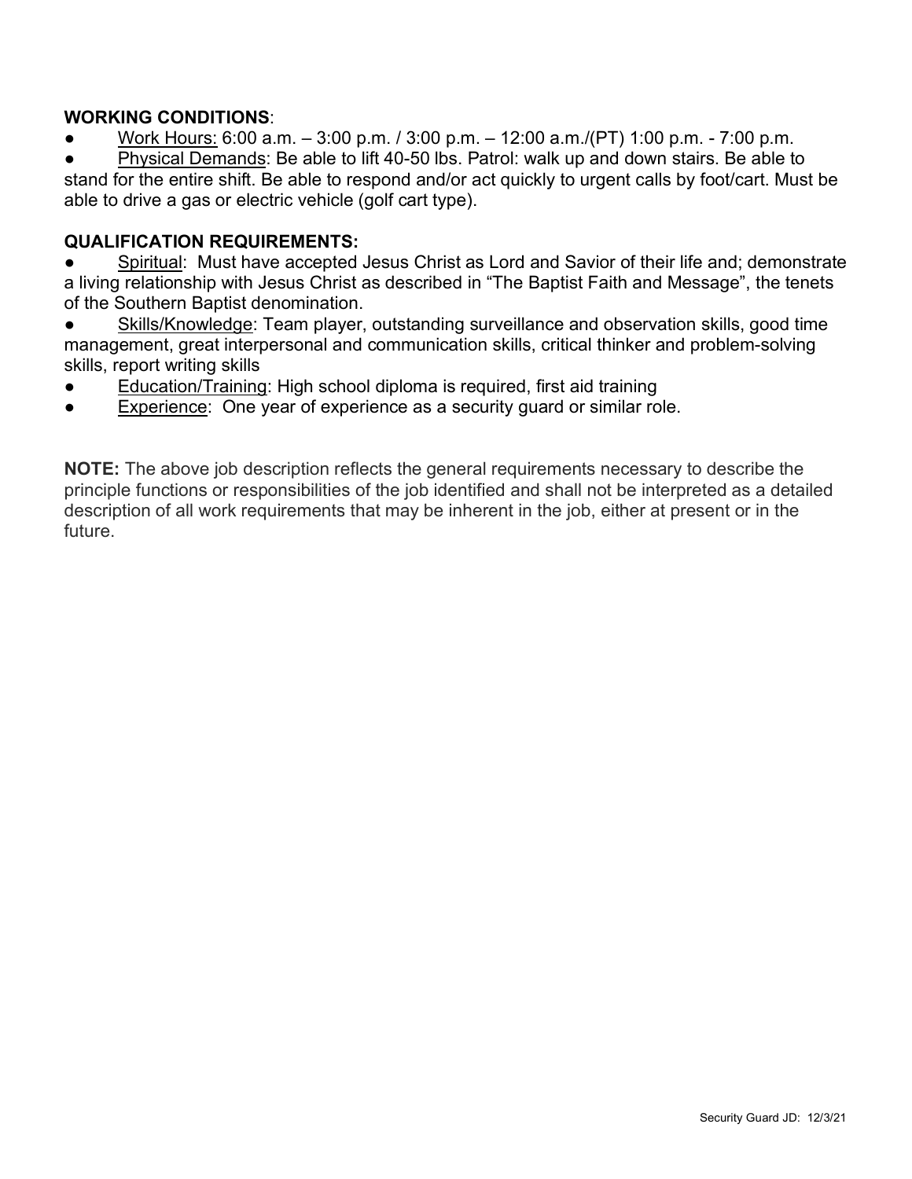**WORKING CONDITIONS**:

- Work Hours: 6:00 a.m. – 3:00 p.m. / 3:00 p.m. – 12:00 a.m./(PT) 1:00 p.m. - 7:00 p.m.
- Physical Demands: Be able to lift 40-50 lbs. Patrol: walk up and down stairs. Be able to stand for the entire shift. Be able to respond and/or act quickly to urgent calls by foot/cart. Must be able to drive a gas or electric vehicle (golf cart type).

**QUALIFICATION REQUIREMENTS:**

- Spiritual: Must have accepted Jesus Christ as Lord and Savior of their life and; demonstrate a living relationship with Jesus Christ as described in "The Baptist Faith and Message", the tenets of the Southern Baptist denomination.
- Skills/Knowledge: Team player, outstanding surveillance and observation skills, good time management, great interpersonal and communication skills, critical thinker and problem-solving skills, report writing skills
- Education/Training: High school diploma is required, first aid training
- Experience: One year of experience as a security guard or similar role.

**NOTE:** The above job description reflects the general requirements necessary to describe the principle functions or responsibilities of the job identified and shall not be interpreted as a detailed description of all work requirements that may be inherent in the job, either at present or in the future.

Security Guard JD: 12/3/21